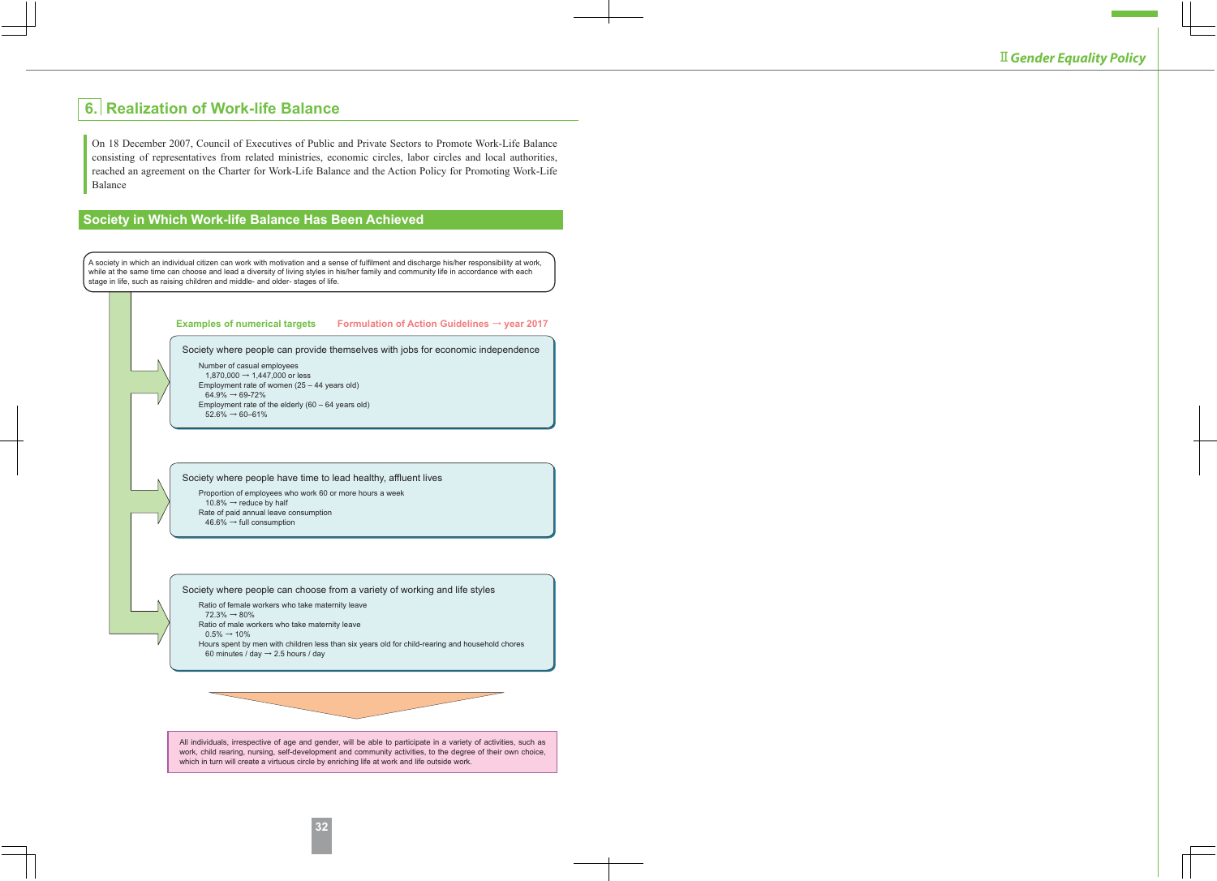## 6. Realization of Work-life Balance

On 18 December 2007, Council of Executives of Public and Private Sectors to Promote Work-Life Balance consisting of representatives from related ministries, economic circles, labor circles and local authorities, reached an agreement on the Charter for Work-Life Balance and the Action Policy for Promoting Work-Life Balance

### Society in Which Work-life Balance Has Been Achieved

A society in which an individual citizen can work with motivation and a sense of fulfilment and discharge his/her responsibility at work, while at the same time can choose and lead a diversity of living styles in his/her family and community life in accordance with each stage in life, such as raising children and middle- and older- stages of life.

**Examples of numerical targets** — **Formulation of Action Guidelines → year 2017**

**Society where people can provide themselves with jobs for economic independence**

- Number of casual employees
  - 1,870,000 → 1,447,000 or less
- Employment rate of women (25 – 44 years old)
  - 64.9% → 69-72%
- Employment rate of the elderly (60 – 64 years old)
  - 52.6% → 60–61%

**Society where people have time to lead healthy, affluent lives**

- Proportion of employees who work 60 or more hours a week
  - 10.8% → reduce by half
- Rate of paid annual leave consumption
  - 46.6% → full consumption

**Society where people can choose from a variety of working and life styles**

- Ratio of female workers who take maternity leave
  - 72.3% → 80%
- Ratio of male workers who take maternity leave
  - 0.5% → 10%
- Hours spent by men with children less than six years old for child-rearing and household chores
  - 60 minutes / day → 2.5 hours / day

All individuals, irrespective of age and gender, will be able to participate in a variety of activities, such as work, child rearing, nursing, self-development and community activities, to the degree of their own choice, which in turn will create a virtuous circle by enriching life at work and life outside work.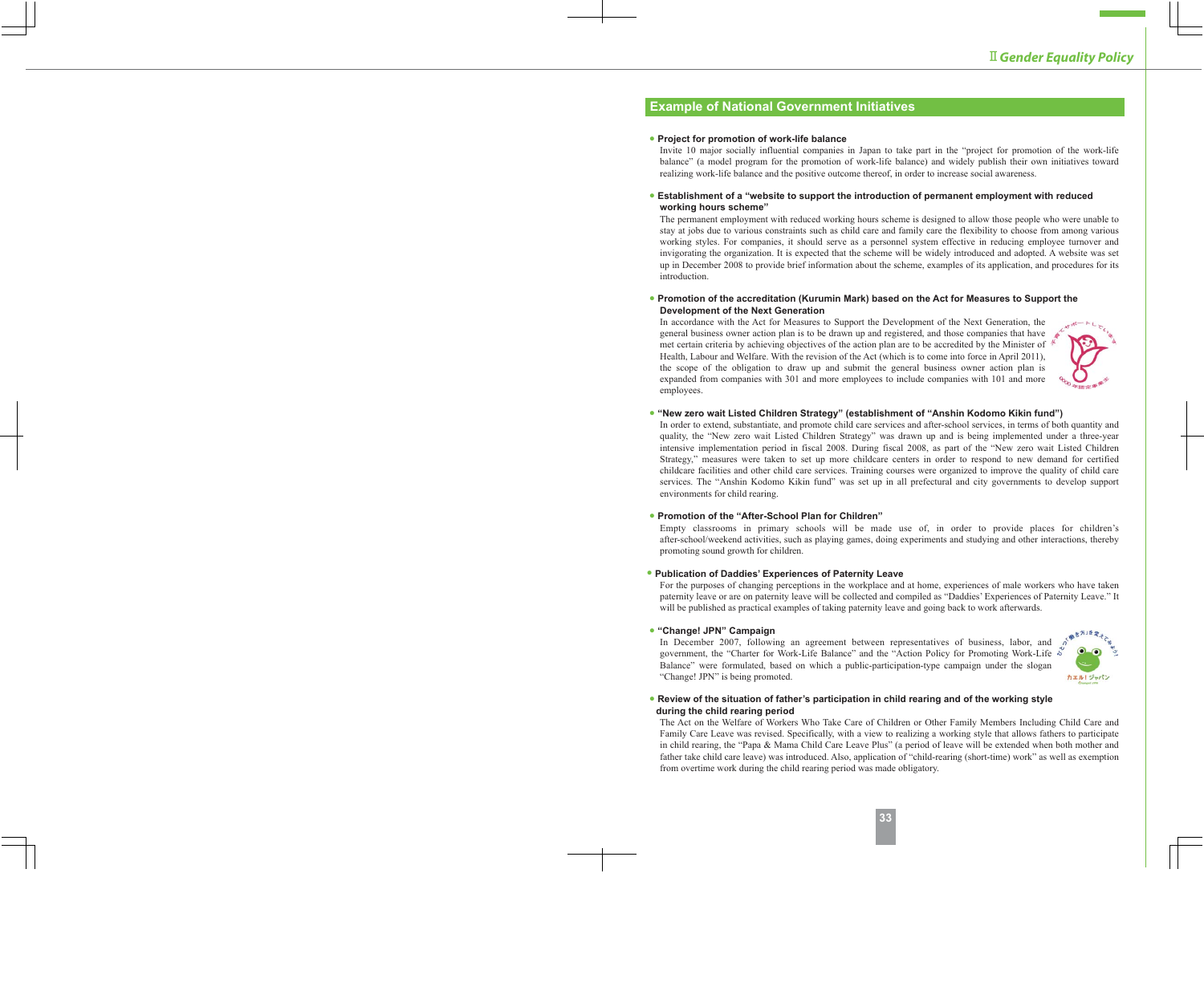## Example of National Government Initiatives

- **Project for promotion of work-life balance**

  Invite 10 major socially influential companies in Japan to take part in the "project for promotion of the work-life balance" (a model program for the promotion of the work-life balance) and widely publish their own initiatives toward realizing work-life balance and the positive outcome thereof, in order to increase social awareness.

- **Establishment of a "website to support the introduction of permanent employment with reduced working hours scheme"**

  The permanent employment with reduced working hours scheme is designed to allow those people who were unable to stay at jobs due to various constraints such as child care and family care the flexibility to choose from among various working styles. For companies, it should serve as a personnel system effective in reducing employee turnover and invigorating the organization. It is expected that the scheme will be widely introduced and adopted. A website was set up in December 2008 to provide brief information about the scheme, examples of its application, and procedures for its introduction.

- **Promotion of the accreditation (Kurumin Mark) based on the Act for Measures to Support the Development of the Next Generation**

  In accordance with the Act for Measures to Support the Development of the Next Generation, the general business owner action plan is to be drawn up and registered, and those companies that have met certain criteria by achieving objectives of the action plan are to be accredited by the Minister of Health, Labour and Welfare. With the revision of the Act (which is to come into force in April 2011), the scope of the obligation to draw up and submit the general business owner action plan is expanded from companies with 301 and more employees to include companies with 101 and more employees.

- **"New zero wait Listed Children Strategy" (establishment of "Anshin Kodomo Kikin fund")**

  In order to extend, substantiate, and promote child care services and after-school services, in terms of both quantity and quality, the "New zero wait Listed Children Strategy" was drawn up and is being implemented under a three-year intensive implementation period in fiscal 2008. During fiscal 2008, as part of the "New zero wait Listed Children Strategy," measures were taken to set up more childcare centers in order to respond to new demand for certified childcare facilities and other child care services. Training courses were organized to improve the quality of child care services. The "Anshin Kodomo Kikin fund" was set up in all prefectural and city governments to develop support environments for child rearing.

- **Promotion of the "After-School Plan for Children"**

  Empty classrooms in primary schools will be made use of, in order to provide places for children's after-school/weekend activities, such as playing games, doing experiments and studying and other interactions, thereby promoting sound growth for children.

- **Publication of Daddies' Experiences of Paternity Leave**

  For the purposes of changing perceptions in the workplace and at home, experiences of male workers who have taken paternity leave or are on paternity leave will be collected and compiled as "Daddies' Experiences of Paternity Leave." It will be published as practical examples of taking paternity leave and going back to work afterwards.

- **"Change! JPN" Campaign**

  In December 2007, following an agreement between representatives of business, labor, and government, the "Charter for Work-Life Balance" and the "Action Policy for Promoting Work-Life Balance" were formulated, based on which a public-participation-type campaign under the slogan "Change! JPN" is being promoted.

- **Review of the situation of father's participation in child rearing and of the working style during the child rearing period**

  The Act on the Welfare of Workers Who Take Care of Children or Other Family Members Including Child Care and Family Care Leave was revised. Specifically, with a view to realizing a working style that allows fathers to participate in child rearing, the "Papa & Mama Child Care Leave Plus" (a period of leave will be extended when both mother and father take child care leave) was introduced. Also, application of "child-rearing (short-time) work" as well as exemption from overtime work during the child rearing period was made obligatory.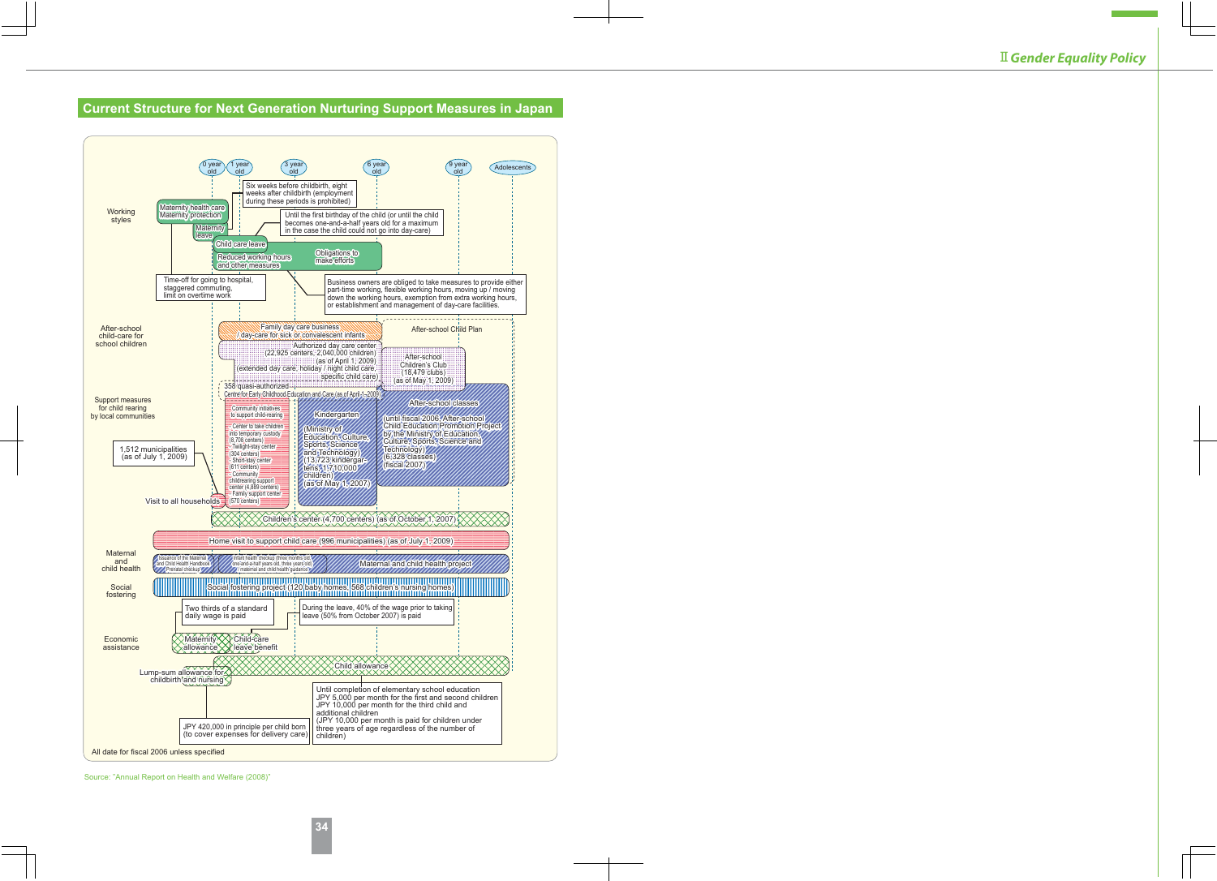## Current Structure for Next Generation Nurturing Support Measures in Japan

0 year old
1 year old
3 year old
6 year old
9 year old
Adolescents

Working styles

Maternity health care
Maternity protection
Maternity leave
Child care leave
Reduced working hours and other measures
Obligations to make efforts

Six weeks before childbirth, eight weeks after childbirth (employment during these periods is prohibited)

Until the first birthday of the child (or until the child becomes one-and-a-half years old for a maximum in the case the child could not go into day-care)

Time-off for going to hospital, staggered commuting, limit on overtime work

Business owners are obliged to take measures to provide either part-time working, flexible working hours, moving up / moving down the working hours, exemption from extra working hours, or establishment and management of day-care facilities.

After-school child-care for school children

Family day care business / day-care for sick or convalescent infants

Authorized day care center (22,925 centers, 2,040,000 children) (as of April 1, 2009) (extended day care, holiday / night child care, specific child care)

After-school Child Plan

After-school Children's Club (18,479 clubs) (as of May 1, 2009)

358 quasi-authorized Centre for Early Childhood Education and Care (as of April 1, 2009)

Support measures for child rearing by local communities

1,512 municipalities (as of July 1, 2009)

Community initiatives to support child-rearing
- Center to take children into temporary custody (8,708 centers)
- Twilight-stay center (304 centers)
- Short-stay center (611 centers)
- Community childrearing support center (4,889 centers)
- Family support center (570 centers)

Kindergarten (Ministry of Education, Culture, Sports, Science and Technology) (13,723 kindergartens 1,710,000 children) (as of May 1, 2007)

After-school classes (until fiscal 2006, After-school Child Education Promotion Project by the Ministry of Education, Culture, Sports, Science and Technology) (6,328 classes) (fiscal 2007)

Visit to all households

Children's center (4,700 centers) (as of October 1, 2007)

Home visit to support child care (996 municipalities) (as of July 1, 2009)

Maternal and child health

Issuance of the Maternal and Child Health Handbook
Prenatal checkup
Infant health checkup (three months old, one-and-a-half years old, three years old) / maternal and child health guidance
Maternal and child health project

Social fostering

Social fostering project (120 baby homes, 568 children's nursing homes)

Economic assistance

Two thirds of a standard daily wage is paid

During the leave, 40% of the wage prior to taking leave (50% from October 2007) is paid

Maternity allowance
Child-care leave benefit
Child allowance
Lump-sum allowance for childbirth and nursing

Until completion of elementary school education
JPY 5,000 per month for the first and second children
JPY 10,000 per month for the third child and additional children
(JPY 10,000 per month is paid for children under three years of age regardless of the number of children)

JPY 420,000 in principle per child born (to cover expenses for delivery care)

All date for fiscal 2006 unless specified

Source: "Annual Report on Health and Welfare (2008)"